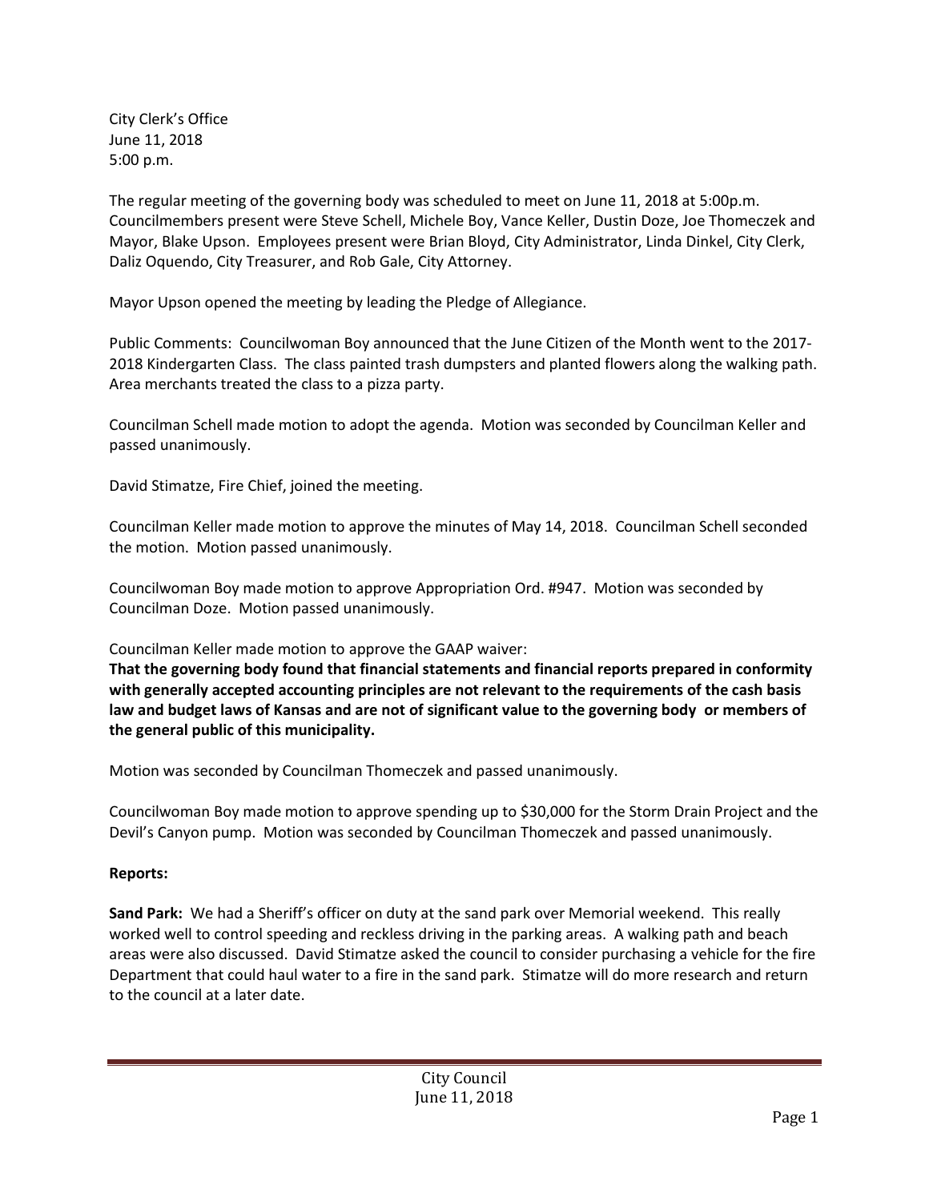City Clerk's Office
June 11, 2018
5:00 p.m.

The regular meeting of the governing body was scheduled to meet on June 11, 2018 at 5:00p.m. Councilmembers present were Steve Schell, Michele Boy, Vance Keller, Dustin Doze, Joe Thomeczek and Mayor, Blake Upson. Employees present were Brian Bloyd, City Administrator, Linda Dinkel, City Clerk, Daliz Oquendo, City Treasurer, and Rob Gale, City Attorney.

Mayor Upson opened the meeting by leading the Pledge of Allegiance.

Public Comments: Councilwoman Boy announced that the June Citizen of the Month went to the 2017-2018 Kindergarten Class. The class painted trash dumpsters and planted flowers along the walking path. Area merchants treated the class to a pizza party.

Councilman Schell made motion to adopt the agenda. Motion was seconded by Councilman Keller and passed unanimously.

David Stimatze, Fire Chief, joined the meeting.

Councilman Keller made motion to approve the minutes of May 14, 2018. Councilman Schell seconded the motion. Motion passed unanimously.

Councilwoman Boy made motion to approve Appropriation Ord. #947. Motion was seconded by Councilman Doze. Motion passed unanimously.

Councilman Keller made motion to approve the GAAP waiver:
**That the governing body found that financial statements and financial reports prepared in conformity with generally accepted accounting principles are not relevant to the requirements of the cash basis law and budget laws of Kansas and are not of significant value to the governing body or members of the general public of this municipality.**

Motion was seconded by Councilman Thomeczek and passed unanimously.

Councilwoman Boy made motion to approve spending up to $30,000 for the Storm Drain Project and the Devil's Canyon pump. Motion was seconded by Councilman Thomeczek and passed unanimously.

**Reports:**

**Sand Park:** We had a Sheriff's officer on duty at the sand park over Memorial weekend. This really worked well to control speeding and reckless driving in the parking areas. A walking path and beach areas were also discussed. David Stimatze asked the council to consider purchasing a vehicle for the fire Department that could haul water to a fire in the sand park. Stimatze will do more research and return to the council at a later date.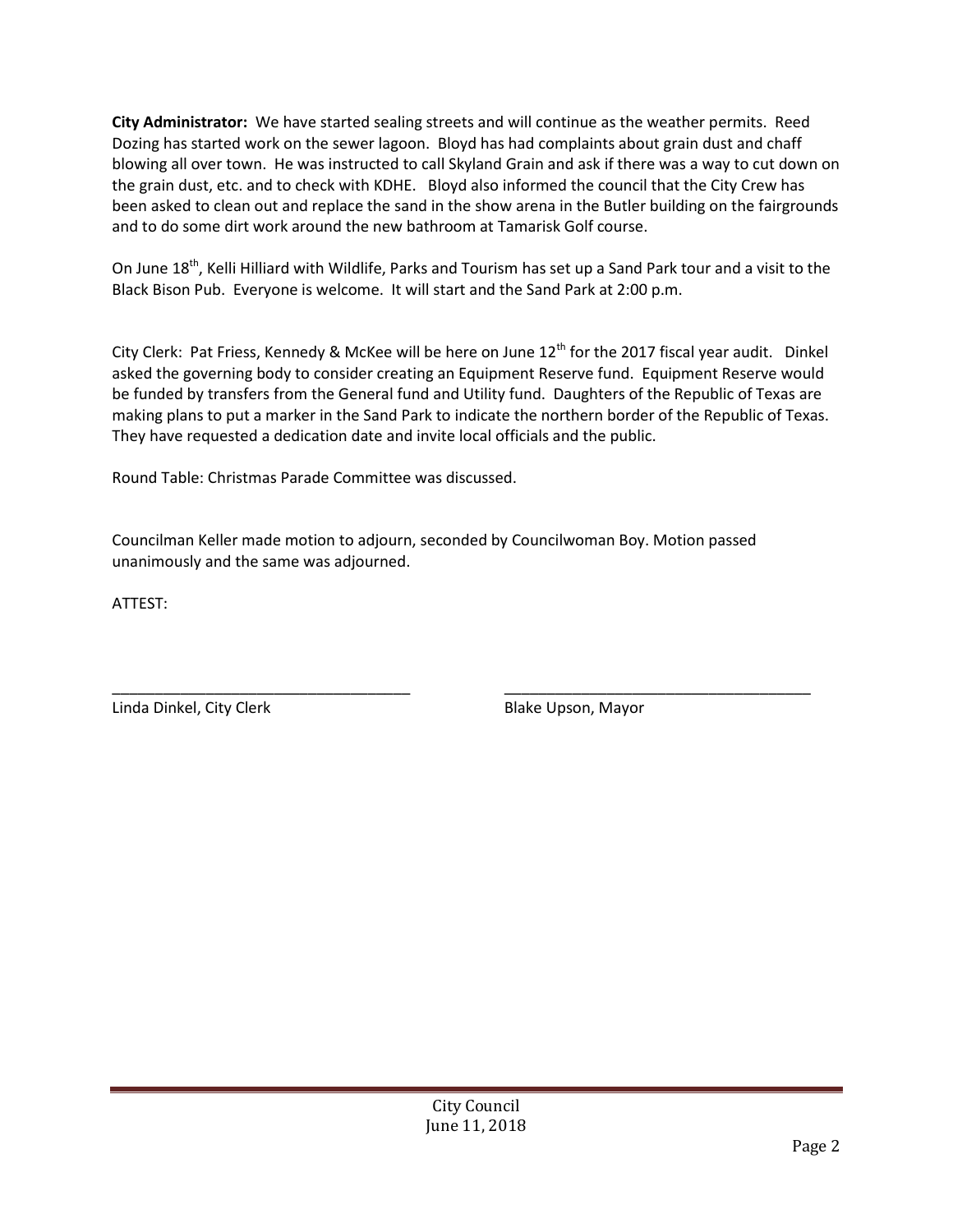**City Administrator:** We have started sealing streets and will continue as the weather permits. Reed Dozing has started work on the sewer lagoon. Bloyd has had complaints about grain dust and chaff blowing all over town. He was instructed to call Skyland Grain and ask if there was a way to cut down on the grain dust, etc. and to check with KDHE. Bloyd also informed the council that the City Crew has been asked to clean out and replace the sand in the show arena in the Butler building on the fairgrounds and to do some dirt work around the new bathroom at Tamarisk Golf course.

On June 18th, Kelli Hilliard with Wildlife, Parks and Tourism has set up a Sand Park tour and a visit to the Black Bison Pub. Everyone is welcome. It will start and the Sand Park at 2:00 p.m.

City Clerk: Pat Friess, Kennedy & McKee will be here on June 12th for the 2017 fiscal year audit. Dinkel asked the governing body to consider creating an Equipment Reserve fund. Equipment Reserve would be funded by transfers from the General fund and Utility fund. Daughters of the Republic of Texas are making plans to put a marker in the Sand Park to indicate the northern border of the Republic of Texas. They have requested a dedication date and invite local officials and the public.

Round Table: Christmas Parade Committee was discussed.

Councilman Keller made motion to adjourn, seconded by Councilwoman Boy. Motion passed unanimously and the same was adjourned.

ATTEST:

\_\_\_\_\_\_\_\_\_\_\_\_\_\_\_\_\_\_\_\_\_\_\_\_\_\_\_\_\_\_\_\_\_\_\_\_
Linda Dinkel, City Clerk

\_\_\_\_\_\_\_\_\_\_\_\_\_\_\_\_\_\_\_\_\_\_\_\_\_\_\_\_\_\_\_\_\_\_\_\_
Blake Upson, Mayor